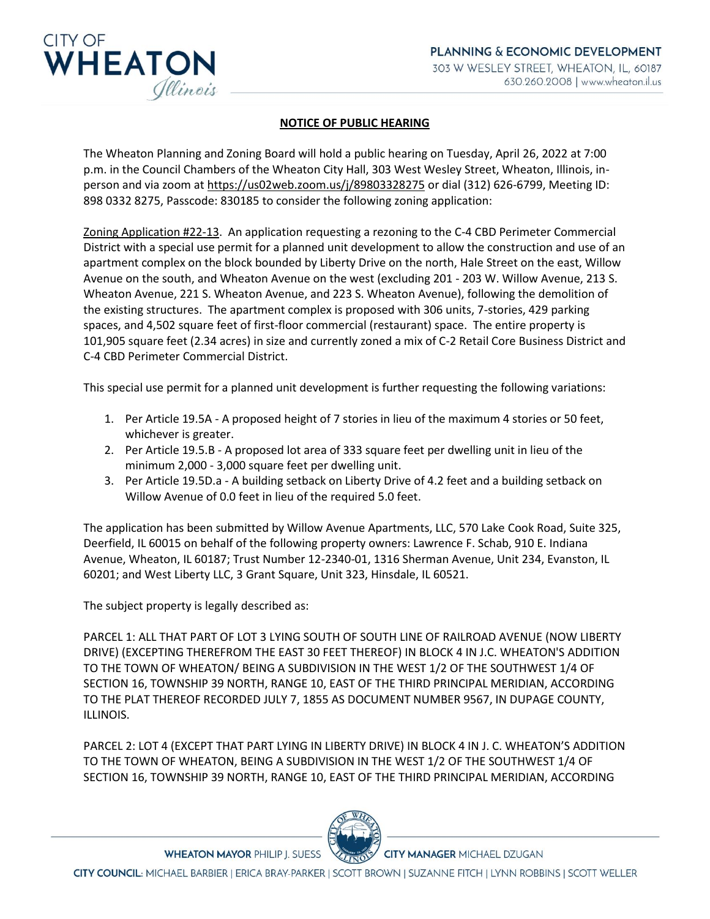## NOTICE OF PUBLIC HEARING

The Wheaton Planning and Zoning Board will hold a public hearing on Tuesday, April 26, 2022 at 7:00 p.m. in the Council Chambers of the Wheaton City Hall, 303 West Wesley Street, Wheaton, Illinois, in-person and via zoom at https://us02web.zoom.us/j/89803328275 or dial (312) 626-6799, Meeting ID: 898 0332 8275, Passcode: 830185 to consider the following zoning application:

Zoning Application #22-13. An application requesting a rezoning to the C-4 CBD Perimeter Commercial District with a special use permit for a planned unit development to allow the construction and use of an apartment complex on the block bounded by Liberty Drive on the north, Hale Street on the east, Willow Avenue on the south, and Wheaton Avenue on the west (excluding 201 - 203 W. Willow Avenue, 213 S. Wheaton Avenue, 221 S. Wheaton Avenue, and 223 S. Wheaton Avenue), following the demolition of the existing structures. The apartment complex is proposed with 306 units, 7-stories, 429 parking spaces, and 4,502 square feet of first-floor commercial (restaurant) space. The entire property is 101,905 square feet (2.34 acres) in size and currently zoned a mix of C-2 Retail Core Business District and C-4 CBD Perimeter Commercial District.

This special use permit for a planned unit development is further requesting the following variations:

1. Per Article 19.5A - A proposed height of 7 stories in lieu of the maximum 4 stories or 50 feet, whichever is greater.
2. Per Article 19.5.B - A proposed lot area of 333 square feet per dwelling unit in lieu of the minimum 2,000 - 3,000 square feet per dwelling unit.
3. Per Article 19.5D.a - A building setback on Liberty Drive of 4.2 feet and a building setback on Willow Avenue of 0.0 feet in lieu of the required 5.0 feet.

The application has been submitted by Willow Avenue Apartments, LLC, 570 Lake Cook Road, Suite 325, Deerfield, IL 60015 on behalf of the following property owners: Lawrence F. Schab, 910 E. Indiana Avenue, Wheaton, IL 60187; Trust Number 12-2340-01, 1316 Sherman Avenue, Unit 234, Evanston, IL 60201; and West Liberty LLC, 3 Grant Square, Unit 323, Hinsdale, IL 60521.

The subject property is legally described as:

PARCEL 1: ALL THAT PART OF LOT 3 LYING SOUTH OF SOUTH LINE OF RAILROAD AVENUE (NOW LIBERTY DRIVE) (EXCEPTING THEREFROM THE EAST 30 FEET THEREOF) IN BLOCK 4 IN J.C. WHEATON'S ADDITION TO THE TOWN OF WHEATON/ BEING A SUBDIVISION IN THE WEST 1/2 OF THE SOUTHWEST 1/4 OF SECTION 16, TOWNSHIP 39 NORTH, RANGE 10, EAST OF THE THIRD PRINCIPAL MERIDIAN, ACCORDING TO THE PLAT THEREOF RECORDED JULY 7, 1855 AS DOCUMENT NUMBER 9567, IN DUPAGE COUNTY, ILLINOIS.

PARCEL 2: LOT 4 (EXCEPT THAT PART LYING IN LIBERTY DRIVE) IN BLOCK 4 IN J. C. WHEATON'S ADDITION TO THE TOWN OF WHEATON, BEING A SUBDIVISION IN THE WEST 1/2 OF THE SOUTHWEST 1/4 OF SECTION 16, TOWNSHIP 39 NORTH, RANGE 10, EAST OF THE THIRD PRINCIPAL MERIDIAN, ACCORDING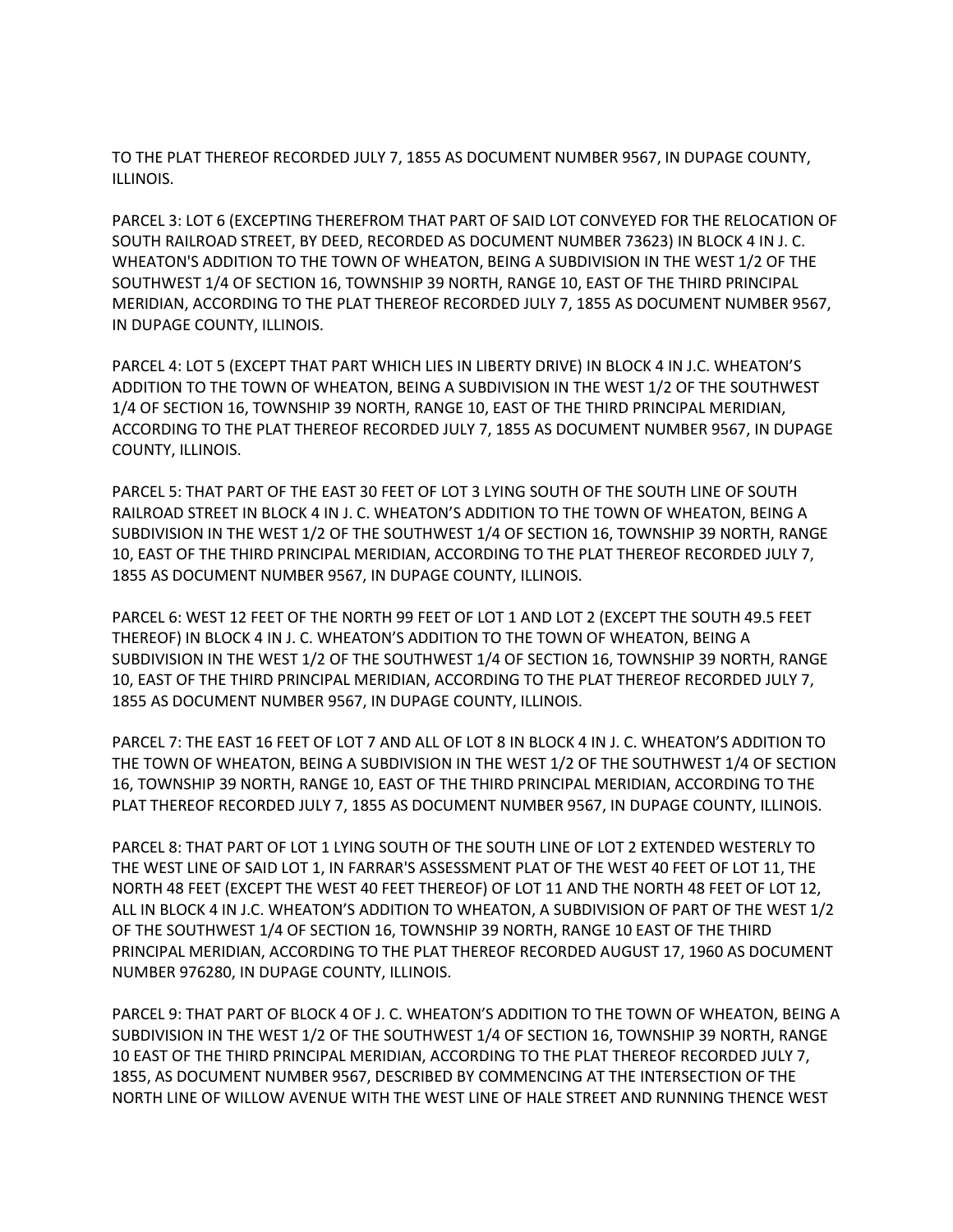TO THE PLAT THEREOF RECORDED JULY 7, 1855 AS DOCUMENT NUMBER 9567, IN DUPAGE COUNTY, ILLINOIS.

PARCEL 3: LOT 6 (EXCEPTING THEREFROM THAT PART OF SAID LOT CONVEYED FOR THE RELOCATION OF SOUTH RAILROAD STREET, BY DEED, RECORDED AS DOCUMENT NUMBER 73623) IN BLOCK 4 IN J. C. WHEATON'S ADDITION TO THE TOWN OF WHEATON, BEING A SUBDIVISION IN THE WEST 1/2 OF THE SOUTHWEST 1/4 OF SECTION 16, TOWNSHIP 39 NORTH, RANGE 10, EAST OF THE THIRD PRINCIPAL MERIDIAN, ACCORDING TO THE PLAT THEREOF RECORDED JULY 7, 1855 AS DOCUMENT NUMBER 9567, IN DUPAGE COUNTY, ILLINOIS.

PARCEL 4: LOT 5 (EXCEPT THAT PART WHICH LIES IN LIBERTY DRIVE) IN BLOCK 4 IN J.C. WHEATON'S ADDITION TO THE TOWN OF WHEATON, BEING A SUBDIVISION IN THE WEST 1/2 OF THE SOUTHWEST 1/4 OF SECTION 16, TOWNSHIP 39 NORTH, RANGE 10, EAST OF THE THIRD PRINCIPAL MERIDIAN, ACCORDING TO THE PLAT THEREOF RECORDED JULY 7, 1855 AS DOCUMENT NUMBER 9567, IN DUPAGE COUNTY, ILLINOIS.

PARCEL 5: THAT PART OF THE EAST 30 FEET OF LOT 3 LYING SOUTH OF THE SOUTH LINE OF SOUTH RAILROAD STREET IN BLOCK 4 IN J. C. WHEATON'S ADDITION TO THE TOWN OF WHEATON, BEING A SUBDIVISION IN THE WEST 1/2 OF THE SOUTHWEST 1/4 OF SECTION 16, TOWNSHIP 39 NORTH, RANGE 10, EAST OF THE THIRD PRINCIPAL MERIDIAN, ACCORDING TO THE PLAT THEREOF RECORDED JULY 7, 1855 AS DOCUMENT NUMBER 9567, IN DUPAGE COUNTY, ILLINOIS.

PARCEL 6: WEST 12 FEET OF THE NORTH 99 FEET OF LOT 1 AND LOT 2 (EXCEPT THE SOUTH 49.5 FEET THEREOF) IN BLOCK 4 IN J. C. WHEATON'S ADDITION TO THE TOWN OF WHEATON, BEING A SUBDIVISION IN THE WEST 1/2 OF THE SOUTHWEST 1/4 OF SECTION 16, TOWNSHIP 39 NORTH, RANGE 10, EAST OF THE THIRD PRINCIPAL MERIDIAN, ACCORDING TO THE PLAT THEREOF RECORDED JULY 7, 1855 AS DOCUMENT NUMBER 9567, IN DUPAGE COUNTY, ILLINOIS.

PARCEL 7: THE EAST 16 FEET OF LOT 7 AND ALL OF LOT 8 IN BLOCK 4 IN J. C. WHEATON'S ADDITION TO THE TOWN OF WHEATON, BEING A SUBDIVISION IN THE WEST 1/2 OF THE SOUTHWEST 1/4 OF SECTION 16, TOWNSHIP 39 NORTH, RANGE 10, EAST OF THE THIRD PRINCIPAL MERIDIAN, ACCORDING TO THE PLAT THEREOF RECORDED JULY 7, 1855 AS DOCUMENT NUMBER 9567, IN DUPAGE COUNTY, ILLINOIS.

PARCEL 8: THAT PART OF LOT 1 LYING SOUTH OF THE SOUTH LINE OF LOT 2 EXTENDED WESTERLY TO THE WEST LINE OF SAID LOT 1, IN FARRAR'S ASSESSMENT PLAT OF THE WEST 40 FEET OF LOT 11, THE NORTH 48 FEET (EXCEPT THE WEST 40 FEET THEREOF) OF LOT 11 AND THE NORTH 48 FEET OF LOT 12, ALL IN BLOCK 4 IN J.C. WHEATON'S ADDITION TO WHEATON, A SUBDIVISION OF PART OF THE WEST 1/2 OF THE SOUTHWEST 1/4 OF SECTION 16, TOWNSHIP 39 NORTH, RANGE 10 EAST OF THE THIRD PRINCIPAL MERIDIAN, ACCORDING TO THE PLAT THEREOF RECORDED AUGUST 17, 1960 AS DOCUMENT NUMBER 976280, IN DUPAGE COUNTY, ILLINOIS.

PARCEL 9: THAT PART OF BLOCK 4 OF J. C. WHEATON'S ADDITION TO THE TOWN OF WHEATON, BEING A SUBDIVISION IN THE WEST 1/2 OF THE SOUTHWEST 1/4 OF SECTION 16, TOWNSHIP 39 NORTH, RANGE 10 EAST OF THE THIRD PRINCIPAL MERIDIAN, ACCORDING TO THE PLAT THEREOF RECORDED JULY 7, 1855, AS DOCUMENT NUMBER 9567, DESCRIBED BY COMMENCING AT THE INTERSECTION OF THE NORTH LINE OF WILLOW AVENUE WITH THE WEST LINE OF HALE STREET AND RUNNING THENCE WEST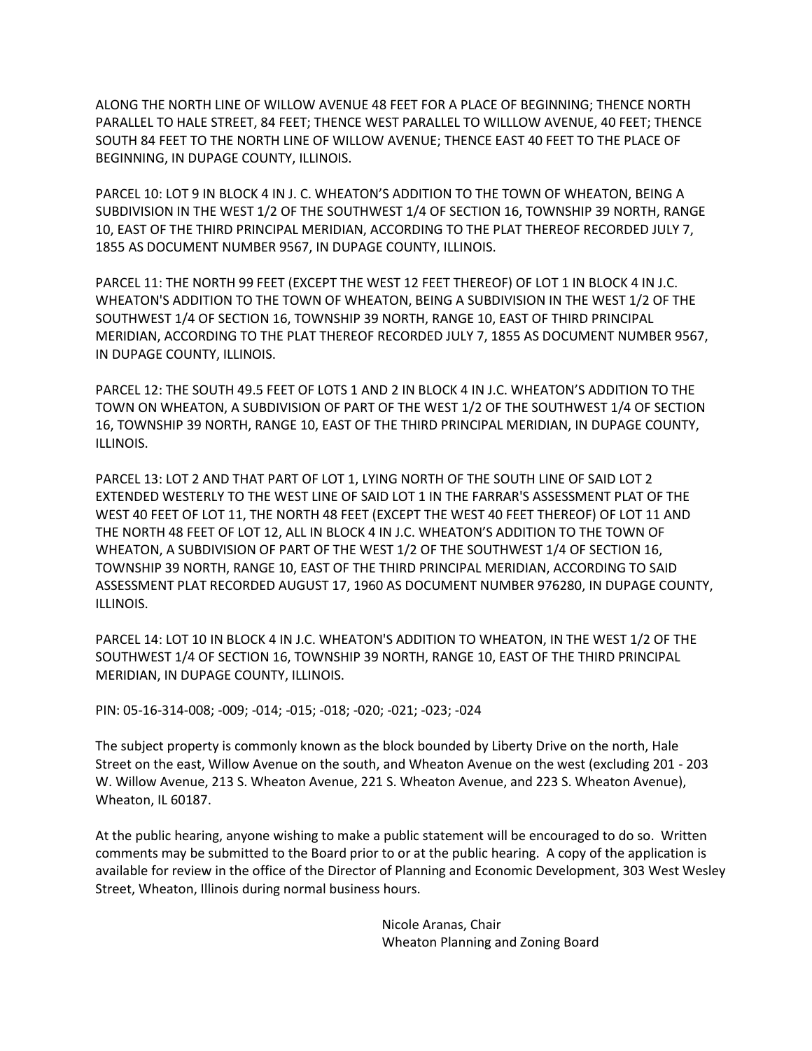ALONG THE NORTH LINE OF WILLOW AVENUE 48 FEET FOR A PLACE OF BEGINNING; THENCE NORTH PARALLEL TO HALE STREET, 84 FEET; THENCE WEST PARALLEL TO WILLLOW AVENUE, 40 FEET; THENCE SOUTH 84 FEET TO THE NORTH LINE OF WILLOW AVENUE; THENCE EAST 40 FEET TO THE PLACE OF BEGINNING, IN DUPAGE COUNTY, ILLINOIS.

PARCEL 10: LOT 9 IN BLOCK 4 IN J. C. WHEATON'S ADDITION TO THE TOWN OF WHEATON, BEING A SUBDIVISION IN THE WEST 1/2 OF THE SOUTHWEST 1/4 OF SECTION 16, TOWNSHIP 39 NORTH, RANGE 10, EAST OF THE THIRD PRINCIPAL MERIDIAN, ACCORDING TO THE PLAT THEREOF RECORDED JULY 7, 1855 AS DOCUMENT NUMBER 9567, IN DUPAGE COUNTY, ILLINOIS.

PARCEL 11: THE NORTH 99 FEET (EXCEPT THE WEST 12 FEET THEREOF) OF LOT 1 IN BLOCK 4 IN J.C. WHEATON'S ADDITION TO THE TOWN OF WHEATON, BEING A SUBDIVISION IN THE WEST 1/2 OF THE SOUTHWEST 1/4 OF SECTION 16, TOWNSHIP 39 NORTH, RANGE 10, EAST OF THIRD PRINCIPAL MERIDIAN, ACCORDING TO THE PLAT THEREOF RECORDED JULY 7, 1855 AS DOCUMENT NUMBER 9567, IN DUPAGE COUNTY, ILLINOIS.

PARCEL 12: THE SOUTH 49.5 FEET OF LOTS 1 AND 2 IN BLOCK 4 IN J.C. WHEATON'S ADDITION TO THE TOWN ON WHEATON, A SUBDIVISION OF PART OF THE WEST 1/2 OF THE SOUTHWEST 1/4 OF SECTION 16, TOWNSHIP 39 NORTH, RANGE 10, EAST OF THE THIRD PRINCIPAL MERIDIAN, IN DUPAGE COUNTY, ILLINOIS.

PARCEL 13: LOT 2 AND THAT PART OF LOT 1, LYING NORTH OF THE SOUTH LINE OF SAID LOT 2 EXTENDED WESTERLY TO THE WEST LINE OF SAID LOT 1 IN THE FARRAR'S ASSESSMENT PLAT OF THE WEST 40 FEET OF LOT 11, THE NORTH 48 FEET (EXCEPT THE WEST 40 FEET THEREOF) OF LOT 11 AND THE NORTH 48 FEET OF LOT 12, ALL IN BLOCK 4 IN J.C. WHEATON'S ADDITION TO THE TOWN OF WHEATON, A SUBDIVISION OF PART OF THE WEST 1/2 OF THE SOUTHWEST 1/4 OF SECTION 16, TOWNSHIP 39 NORTH, RANGE 10, EAST OF THE THIRD PRINCIPAL MERIDIAN, ACCORDING TO SAID ASSESSMENT PLAT RECORDED AUGUST 17, 1960 AS DOCUMENT NUMBER 976280, IN DUPAGE COUNTY, ILLINOIS.

PARCEL 14: LOT 10 IN BLOCK 4 IN J.C. WHEATON'S ADDITION TO WHEATON, IN THE WEST 1/2 OF THE SOUTHWEST 1/4 OF SECTION 16, TOWNSHIP 39 NORTH, RANGE 10, EAST OF THE THIRD PRINCIPAL MERIDIAN, IN DUPAGE COUNTY, ILLINOIS.

PIN: 05-16-314-008; -009; -014; -015; -018; -020; -021; -023; -024

The subject property is commonly known as the block bounded by Liberty Drive on the north, Hale Street on the east, Willow Avenue on the south, and Wheaton Avenue on the west (excluding 201 - 203 W. Willow Avenue, 213 S. Wheaton Avenue, 221 S. Wheaton Avenue, and 223 S. Wheaton Avenue), Wheaton, IL 60187.

At the public hearing, anyone wishing to make a public statement will be encouraged to do so. Written comments may be submitted to the Board prior to or at the public hearing. A copy of the application is available for review in the office of the Director of Planning and Economic Development, 303 West Wesley Street, Wheaton, Illinois during normal business hours.

Nicole Aranas, Chair
Wheaton Planning and Zoning Board